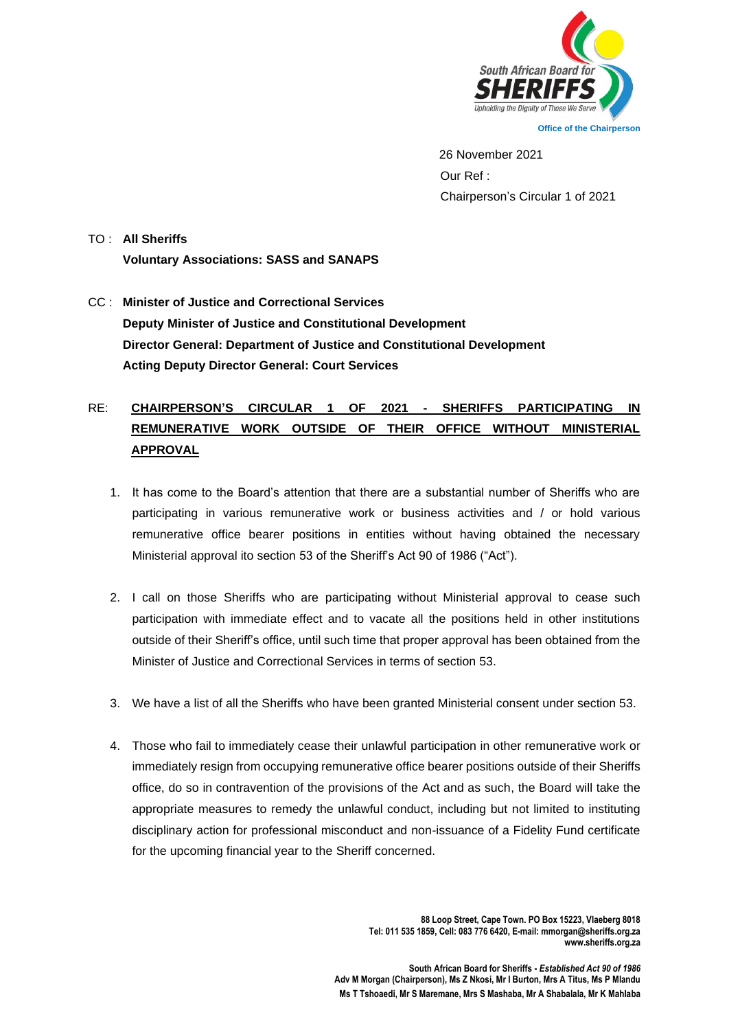South African Board for **SHERIFFS**

*Upholding the Dignity of Those We Serve*

**Office of the Chairperson**

26 November 2021

Our Ref :

Chairperson's Circular 1 of 2021

TO : **All Sheriffs**

**Voluntary Associations: SASS and SANAPS**

CC : **Minister of Justice and Correctional Services**

**Deputy Minister of Justice and Constitutional Development**

**Director General: Department of Justice and Constitutional Development**

**Acting Deputy Director General: Court Services**

RE: **<u>CHAIRPERSON'S CIRCULAR 1 OF 2021 - SHERIFFS PARTICIPATING IN REMUNERATIVE WORK OUTSIDE OF THEIR OFFICE WITHOUT MINISTERIAL APPROVAL</u>**

1. It has come to the Board's attention that there are a substantial number of Sheriffs who are participating in various remunerative work or business activities and / or hold various remunerative office bearer positions in entities without having obtained the necessary Ministerial approval ito section 53 of the Sheriff's Act 90 of 1986 ("Act").

2. I call on those Sheriffs who are participating without Ministerial approval to cease such participation with immediate effect and to vacate all the positions held in other institutions outside of their Sheriff's office, until such time that proper approval has been obtained from the Minister of Justice and Correctional Services in terms of section 53.

3. We have a list of all the Sheriffs who have been granted Ministerial consent under section 53.

4. Those who fail to immediately cease their unlawful participation in other remunerative work or immediately resign from occupying remunerative office bearer positions outside of their Sheriffs office, do so in contravention of the provisions of the Act and as such, the Board will take the appropriate measures to remedy the unlawful conduct, including but not limited to instituting disciplinary action for professional misconduct and non-issuance of a Fidelity Fund certificate for the upcoming financial year to the Sheriff concerned.

**88 Loop Street, Cape Town. PO Box 15223, Vlaeberg 8018**
**Tel: 011 535 1859, Cell: 083 776 6420, E-mail: mmorgan@sheriffs.org.za**
**www.sheriffs.org.za**

**South African Board for Sheriffs - *Established Act 90 of 1986***
**Adv M Morgan (Chairperson), Ms Z Nkosi, Mr I Burton, Mrs A Titus, Ms P Mlandu**
**Ms T Tshoaedi, Mr S Maremane, Mrs S Mashaba, Mr A Shabalala, Mr K Mahlaba**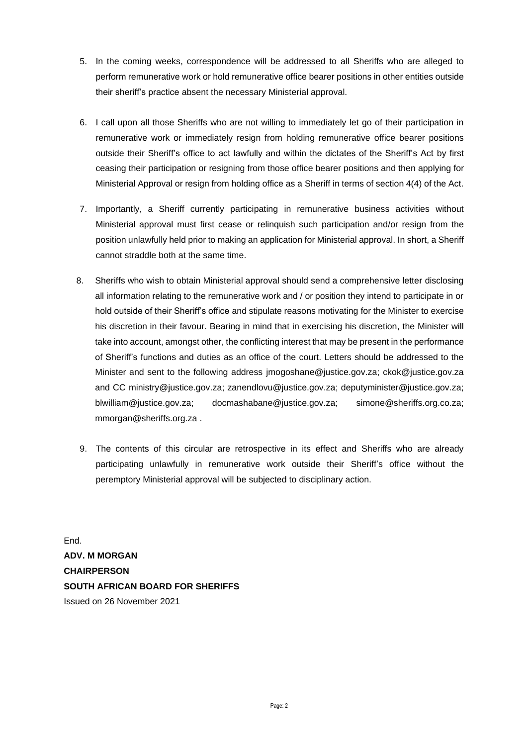5. In the coming weeks, correspondence will be addressed to all Sheriffs who are alleged to perform remunerative work or hold remunerative office bearer positions in other entities outside their sheriff's practice absent the necessary Ministerial approval.

6. I call upon all those Sheriffs who are not willing to immediately let go of their participation in remunerative work or immediately resign from holding remunerative office bearer positions outside their Sheriff's office to act lawfully and within the dictates of the Sheriff's Act by first ceasing their participation or resigning from those office bearer positions and then applying for Ministerial Approval or resign from holding office as a Sheriff in terms of section 4(4) of the Act.

7. Importantly, a Sheriff currently participating in remunerative business activities without Ministerial approval must first cease or relinquish such participation and/or resign from the position unlawfully held prior to making an application for Ministerial approval. In short, a Sheriff cannot straddle both at the same time.

8. Sheriffs who wish to obtain Ministerial approval should send a comprehensive letter disclosing all information relating to the remunerative work and / or position they intend to participate in or hold outside of their Sheriff's office and stipulate reasons motivating for the Minister to exercise his discretion in their favour. Bearing in mind that in exercising his discretion, the Minister will take into account, amongst other, the conflicting interest that may be present in the performance of Sheriff's functions and duties as an office of the court. Letters should be addressed to the Minister and sent to the following address jmogoshane@justice.gov.za; ckok@justice.gov.za and CC ministry@justice.gov.za; zanendlovu@justice.gov.za; deputyminister@justice.gov.za; blwilliam@justice.gov.za; docmashabane@justice.gov.za; simone@sheriffs.org.co.za; mmorgan@sheriffs.org.za .

9. The contents of this circular are retrospective in its effect and Sheriffs who are already participating unlawfully in remunerative work outside their Sheriff's office without the peremptory Ministerial approval will be subjected to disciplinary action.

End.

**ADV. M MORGAN**
**CHAIRPERSON**
**SOUTH AFRICAN BOARD FOR SHERIFFS**

Issued on 26 November 2021